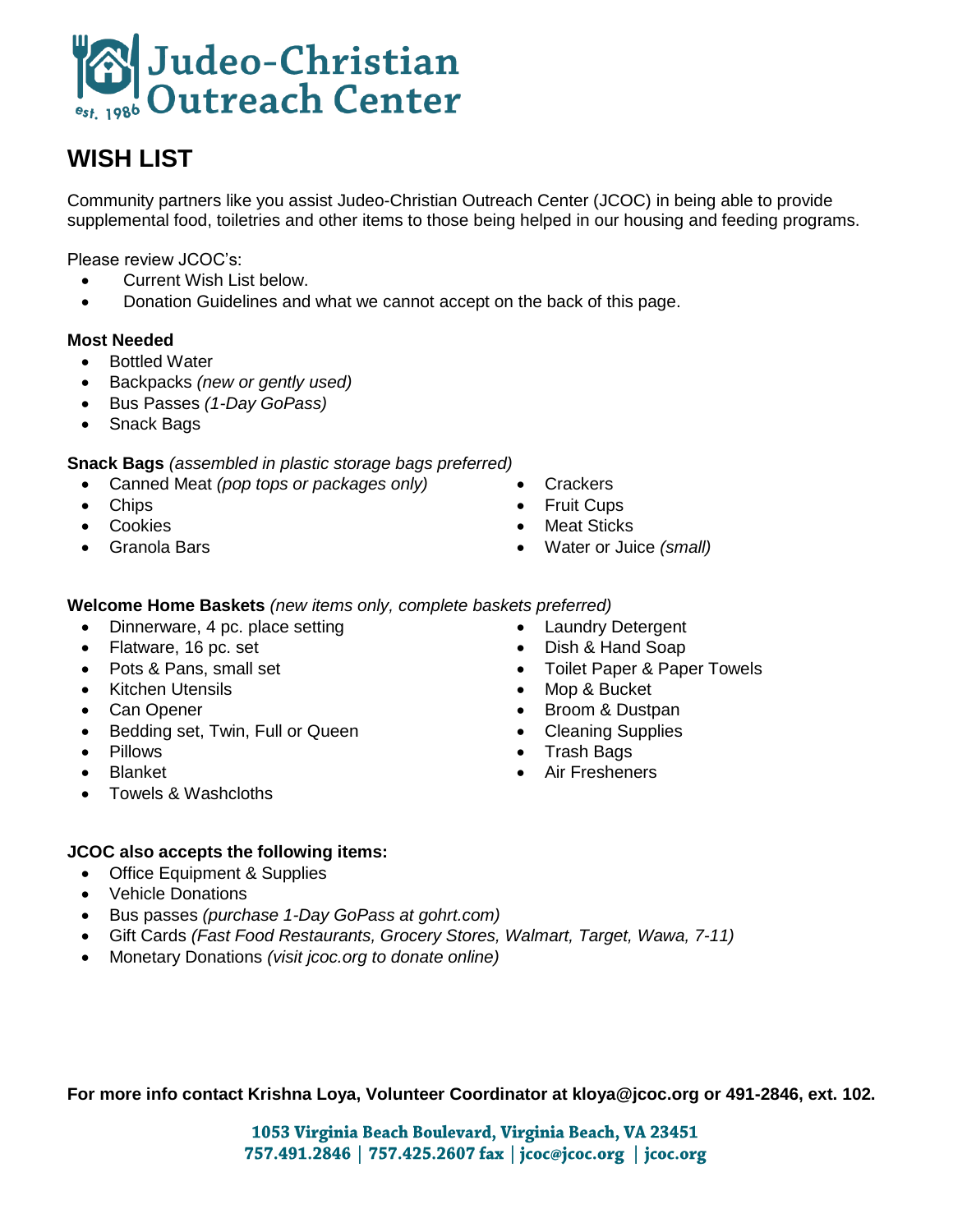# Judeo-Christian Outreach Center

est. 1986

## WISH LIST

Community partners like you assist Judeo-Christian Outreach Center (JCOC) in being able to provide supplemental food, toiletries and other items to those being helped in our housing and feeding programs.

Please review JCOC's:

- Current Wish List below.
- Donation Guidelines and what we cannot accept on the back of this page.

**Most Needed**

- Bottled Water
- Backpacks *(new or gently used)*
- Bus Passes *(1-Day GoPass)*
- Snack Bags

**Snack Bags** *(assembled in plastic storage bags preferred)*

- Canned Meat *(pop tops or packages only)*
- Chips
- Cookies
- Granola Bars
- Crackers
- Fruit Cups
- Meat Sticks
- Water or Juice *(small)*

**Welcome Home Baskets** *(new items only, complete baskets preferred)*

- Dinnerware, 4 pc. place setting
- Flatware, 16 pc. set
- Pots & Pans, small set
- Kitchen Utensils
- Can Opener
- Bedding set, Twin, Full or Queen
- Pillows
- Blanket
- Towels & Washcloths
- Laundry Detergent
- Dish & Hand Soap
- Toilet Paper & Paper Towels
- Mop & Bucket
- Broom & Dustpan
- Cleaning Supplies
- Trash Bags
- Air Fresheners

**JCOC also accepts the following items:**

- Office Equipment & Supplies
- Vehicle Donations
- Bus passes *(purchase 1-Day GoPass at gohrt.com)*
- Gift Cards *(Fast Food Restaurants, Grocery Stores, Walmart, Target, Wawa, 7-11)*
- Monetary Donations *(visit jcoc.org to donate online)*

**For more info contact Krishna Loya, Volunteer Coordinator at kloya@jcoc.org or 491-2846, ext. 102.**

**1053 Virginia Beach Boulevard, Virginia Beach, VA 23451**
**757.491.2846 | 757.425.2607 fax | jcoc@jcoc.org | jcoc.org**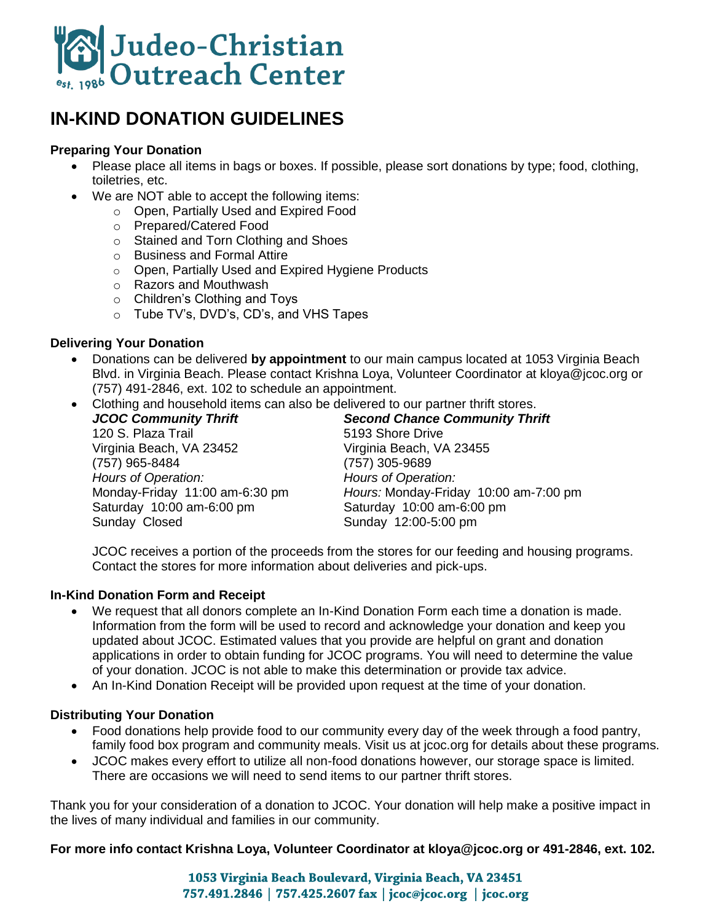# Judeo-Christian Outreach Center

est. 1986

## IN-KIND DONATION GUIDELINES

**Preparing Your Donation**

- Please place all items in bags or boxes. If possible, please sort donations by type; food, clothing, toiletries, etc.
- We are NOT able to accept the following items:
  - Open, Partially Used and Expired Food
  - Prepared/Catered Food
  - Stained and Torn Clothing and Shoes
  - Business and Formal Attire
  - Open, Partially Used and Expired Hygiene Products
  - Razors and Mouthwash
  - Children's Clothing and Toys
  - Tube TV's, DVD's, CD's, and VHS Tapes

**Delivering Your Donation**

- Donations can be delivered **by appointment** to our main campus located at 1053 Virginia Beach Blvd. in Virginia Beach. Please contact Krishna Loya, Volunteer Coordinator at kloya@jcoc.org or (757) 491-2846, ext. 102 to schedule an appointment.
- Clothing and household items can also be delivered to our partner thrift stores.

***JCOC Community Thrift***
120 S. Plaza Trail
Virginia Beach, VA 23452
(757) 965-8484
*Hours of Operation:*
Monday-Friday 11:00 am-6:30 pm
Saturday 10:00 am-6:00 pm
Sunday Closed

***Second Chance Community Thrift***
5193 Shore Drive
Virginia Beach, VA 23455
(757) 305-9689
*Hours of Operation:*
*Hours:* Monday-Friday 10:00 am-7:00 pm
Saturday 10:00 am-6:00 pm
Sunday 12:00-5:00 pm

JCOC receives a portion of the proceeds from the stores for our feeding and housing programs. Contact the stores for more information about deliveries and pick-ups.

**In-Kind Donation Form and Receipt**

- We request that all donors complete an In-Kind Donation Form each time a donation is made. Information from the form will be used to record and acknowledge your donation and keep you updated about JCOC. Estimated values that you provide are helpful on grant and donation applications in order to obtain funding for JCOC programs. You will need to determine the value of your donation. JCOC is not able to make this determination or provide tax advice.
- An In-Kind Donation Receipt will be provided upon request at the time of your donation.

**Distributing Your Donation**

- Food donations help provide food to our community every day of the week through a food pantry, family food box program and community meals. Visit us at jcoc.org for details about these programs.
- JCOC makes every effort to utilize all non-food donations however, our storage space is limited. There are occasions we will need to send items to our partner thrift stores.

Thank you for your consideration of a donation to JCOC. Your donation will help make a positive impact in the lives of many individual and families in our community.

**For more info contact Krishna Loya, Volunteer Coordinator at kloya@jcoc.org or 491-2846, ext. 102.**

**1053 Virginia Beach Boulevard, Virginia Beach, VA 23451**
**757.491.2846 | 757.425.2607 fax | jcoc@jcoc.org | jcoc.org**